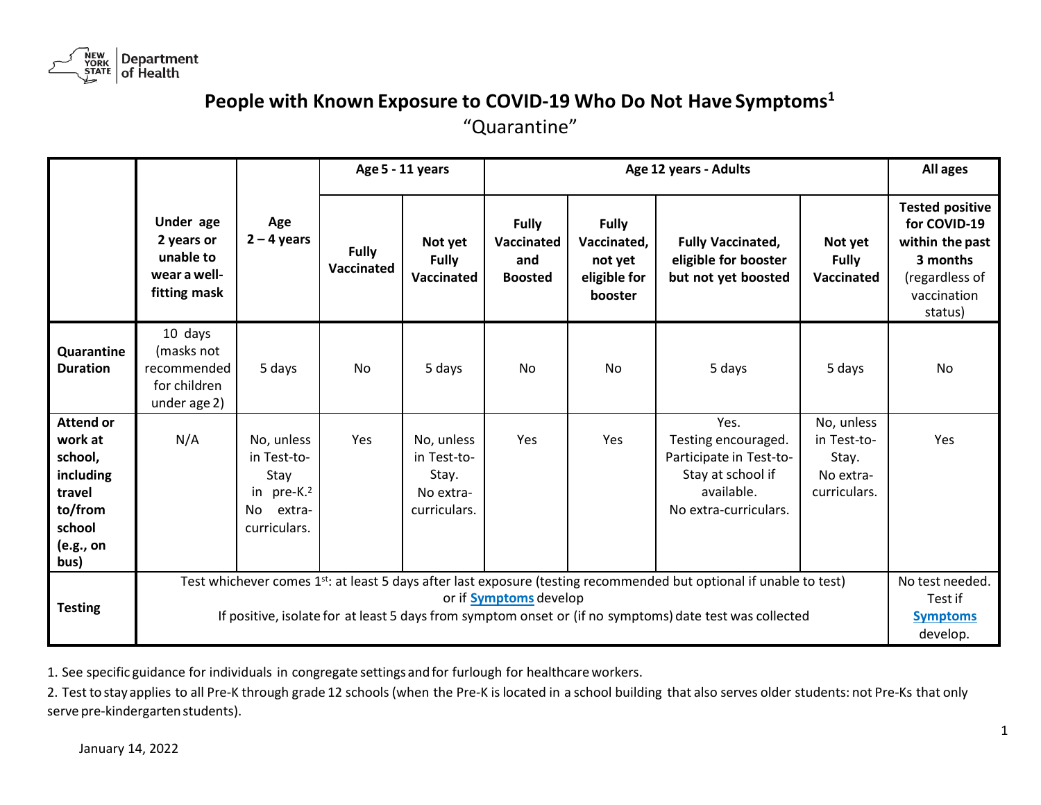# People with Known Exposure to COVID-19 Who Do Not Have Symptoms[1]

"Quarantine"

| | Under age 2 years or unable to wear a well-fitting mask | Age 2 – 4 years | Age 5 - 11 years | | Age 12 years - Adults | | | | All ages |
|---|---|---|---|---|---|---|---|---|---|
| | | | **Fully Vaccinated** | **Not yet Fully Vaccinated** | **Fully Vaccinated and Boosted** | **Fully Vaccinated, not yet eligible for booster** | **Fully Vaccinated, eligible for booster but not yet boosted** | **Not yet Fully Vaccinated** | **Tested positive for COVID-19 within the past 3 months** (regardless of vaccination status) |
| **Quarantine Duration** | 10 days (masks not recommended for children under age 2) | 5 days | No | 5 days | No | No | 5 days | 5 days | No |
| **Attend or work at school, including travel to/from school (e.g., on bus)** | N/A | No, unless in Test-to-Stay in pre-K.[2] No extra-curriculars. | Yes | No, unless in Test-to-Stay. No extra-curriculars. | Yes | Yes | Yes. Testing encouraged. Participate in Test-to-Stay at school if available. No extra-curriculars. | No, unless in Test-to-Stay. No extra-curriculars. | Yes |
| **Testing** | Test whichever comes 1st: at least 5 days after last exposure (testing recommended but optional if unable to test) or if **Symptoms** develop. If positive, isolate for at least 5 days from symptom onset or (if no symptoms) date test was collected | | | | | | | | No test needed. Test if **Symptoms** develop. |

1. See specific guidance for individuals in congregate settings and for furlough for healthcare workers.

2. Test to stay applies to all Pre-K through grade 12 schools (when the Pre-K is located in a school building that also serves older students: not Pre-Ks that only serve pre-kindergarten students).

January 14, 2022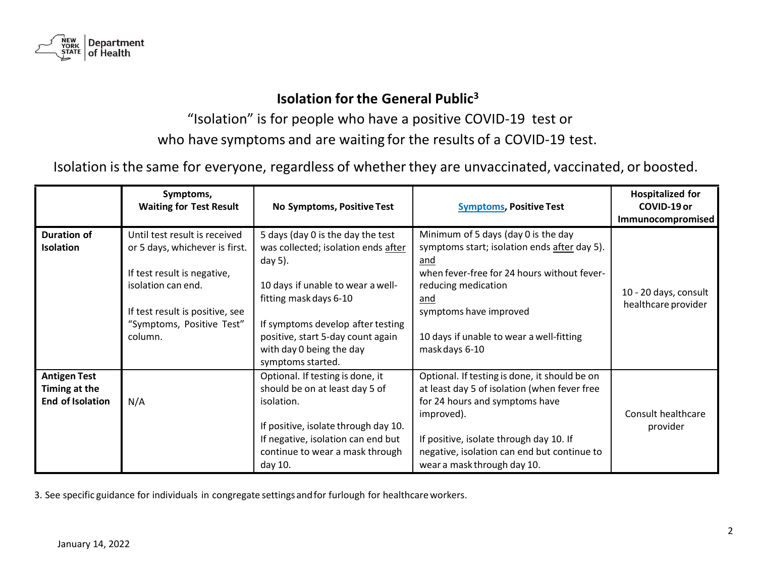## Isolation for the General Public[3]

"Isolation" is for people who have a positive COVID-19 test or who have symptoms and are waiting for the results of a COVID-19 test.

Isolation is the same for everyone, regardless of whether they are unvaccinated, vaccinated, or boosted.

| | Symptoms, Waiting for Test Result | No Symptoms, Positive Test | Symptoms, Positive Test | Hospitalized for COVID-19 or Immunocompromised |
|---|---|---|---|---|
| **Duration of Isolation** | Until test result is received or 5 days, whichever is first.<br><br>If test result is negative, isolation can end.<br><br>If test result is positive, see "Symptoms, Positive Test" column. | 5 days (day 0 is the day the test was collected; isolation ends after day 5).<br><br>10 days if unable to wear a well-fitting mask days 6-10<br><br>If symptoms develop after testing positive, start 5-day count again with day 0 being the day symptoms started. | Minimum of 5 days (day 0 is the day symptoms start; isolation ends after day 5).<br>and<br>when fever-free for 24 hours without fever-reducing medication<br>and<br>symptoms have improved<br><br>10 days if unable to wear a well-fitting mask days 6-10 | 10 - 20 days, consult healthcare provider |
| **Antigen Test Timing at the End of Isolation** | N/A | Optional. If testing is done, it should be on at least day 5 of isolation.<br><br>If positive, isolate through day 10. If negative, isolation can end but continue to wear a mask through day 10. | Optional. If testing is done, it should be on at least day 5 of isolation (when fever free for 24 hours and symptoms have improved).<br><br>If positive, isolate through day 10. If negative, isolation can end but continue to wear a mask through day 10. | Consult healthcare provider |

3. See specific guidance for individuals in congregate settings and for furlough for healthcare workers.

January 14, 2022